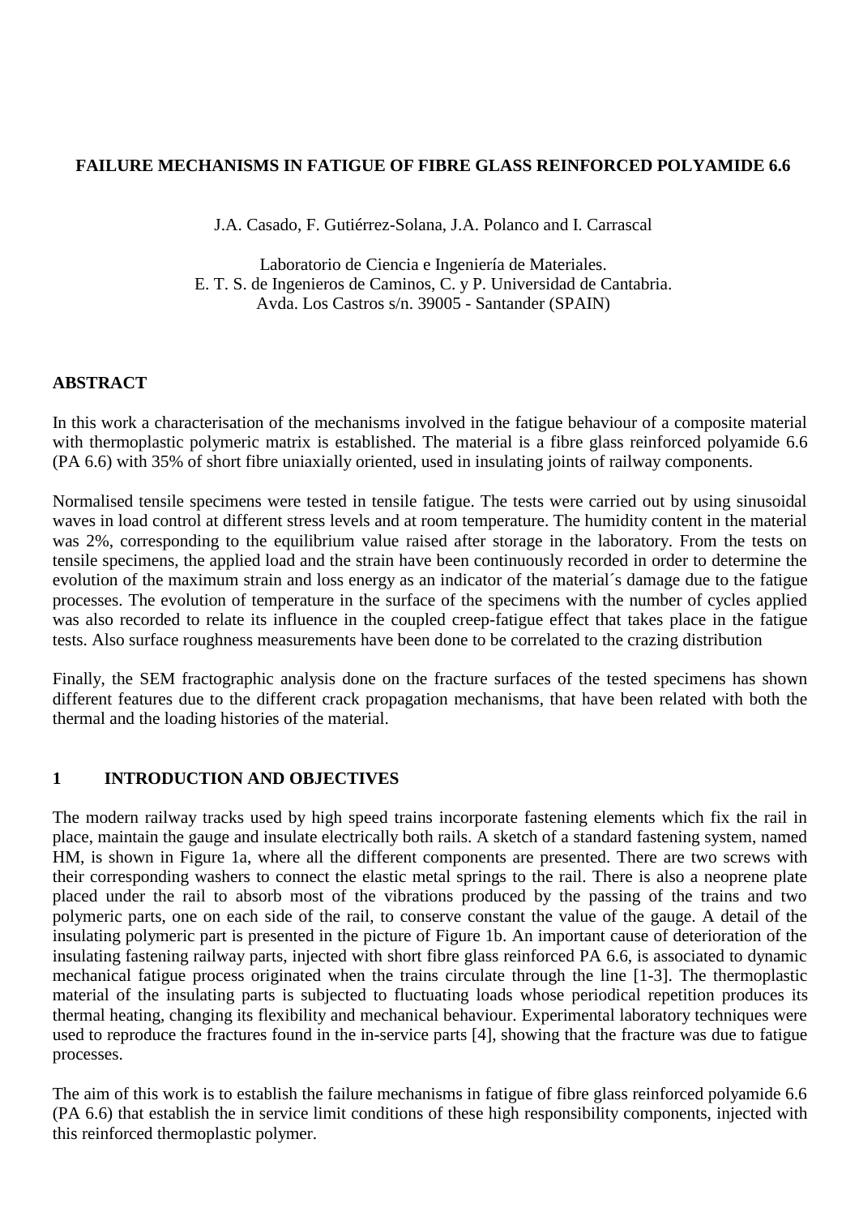# FAILURE MECHANISMS IN FATIGUE OF FIBRE GLASS REINFORCED POLYAMIDE 6.6

J.A. Casado, F. Gutiérrez-Solana, J.A. Polanco and I. Carrascal

Laboratorio de Ciencia e Ingeniería de Materiales.
E. T. S. de Ingenieros de Caminos, C. y P. Universidad de Cantabria.
Avda. Los Castros s/n. 39005 - Santander (SPAIN)

## ABSTRACT

In this work a characterisation of the mechanisms involved in the fatigue behaviour of a composite material with thermoplastic polymeric matrix is established. The material is a fibre glass reinforced polyamide 6.6 (PA 6.6) with 35% of short fibre uniaxially oriented, used in insulating joints of railway components.

Normalised tensile specimens were tested in tensile fatigue. The tests were carried out by using sinusoidal waves in load control at different stress levels and at room temperature. The humidity content in the material was 2%, corresponding to the equilibrium value raised after storage in the laboratory. From the tests on tensile specimens, the applied load and the strain have been continuously recorded in order to determine the evolution of the maximum strain and loss energy as an indicator of the material´s damage due to the fatigue processes. The evolution of temperature in the surface of the specimens with the number of cycles applied was also recorded to relate its influence in the coupled creep-fatigue effect that takes place in the fatigue tests. Also surface roughness measurements have been done to be correlated to the crazing distribution

Finally, the SEM fractographic analysis done on the fracture surfaces of the tested specimens has shown different features due to the different crack propagation mechanisms, that have been related with both the thermal and the loading histories of the material.

## 1 INTRODUCTION AND OBJECTIVES

The modern railway tracks used by high speed trains incorporate fastening elements which fix the rail in place, maintain the gauge and insulate electrically both rails. A sketch of a standard fastening system, named HM, is shown in Figure 1a, where all the different components are presented. There are two screws with their corresponding washers to connect the elastic metal springs to the rail. There is also a neoprene plate placed under the rail to absorb most of the vibrations produced by the passing of the trains and two polymeric parts, one on each side of the rail, to conserve constant the value of the gauge. A detail of the insulating polymeric part is presented in the picture of Figure 1b. An important cause of deterioration of the insulating fastening railway parts, injected with short fibre glass reinforced PA 6.6, is associated to dynamic mechanical fatigue process originated when the trains circulate through the line [1-3]. The thermoplastic material of the insulating parts is subjected to fluctuating loads whose periodical repetition produces its thermal heating, changing its flexibility and mechanical behaviour. Experimental laboratory techniques were used to reproduce the fractures found in the in-service parts [4], showing that the fracture was due to fatigue processes.

The aim of this work is to establish the failure mechanisms in fatigue of fibre glass reinforced polyamide 6.6 (PA 6.6) that establish the in service limit conditions of these high responsibility components, injected with this reinforced thermoplastic polymer.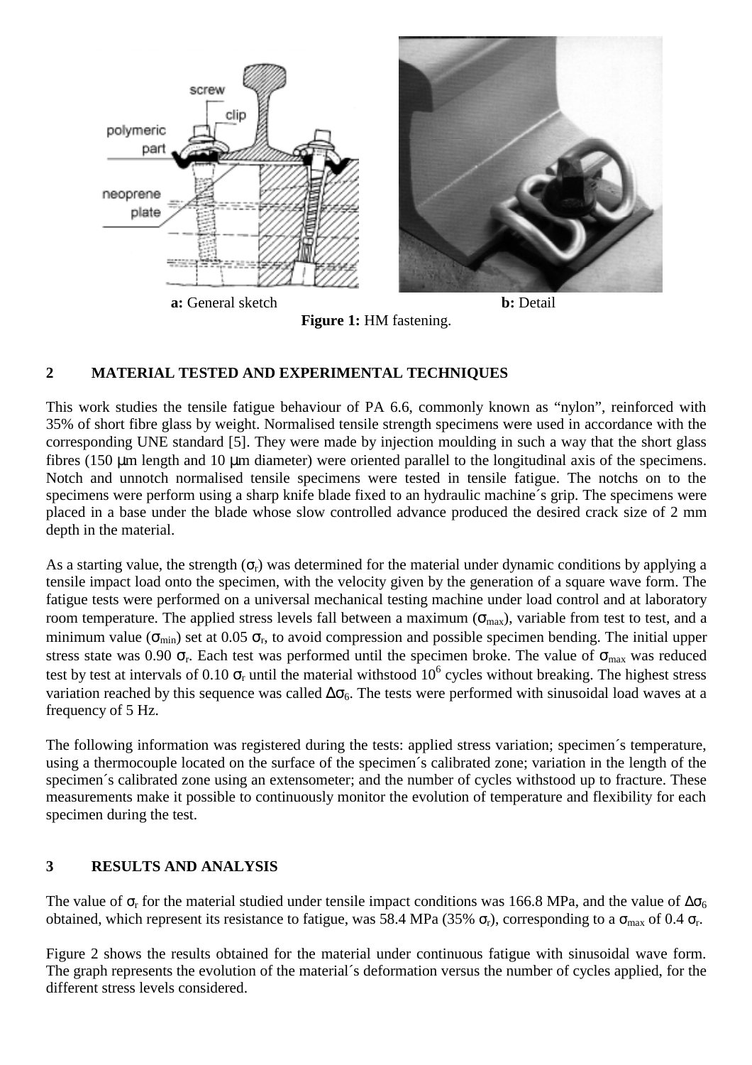a: General sketch

b: Detail

**Figure 1:** HM fastening.

## 2 MATERIAL TESTED AND EXPERIMENTAL TECHNIQUES

This work studies the tensile fatigue behaviour of PA 6.6, commonly known as “nylon”, reinforced with 35% of short fibre glass by weight. Normalised tensile strength specimens were used in accordance with the corresponding UNE standard [5]. They were made by injection moulding in such a way that the short glass fibres (150 μm length and 10 μm diameter) were oriented parallel to the longitudinal axis of the specimens. Notch and unnotch normalised tensile specimens were tested in tensile fatigue. The notchs on to the specimens were perform using a sharp knife blade fixed to an hydraulic machine´s grip. The specimens were placed in a base under the blade whose slow controlled advance produced the desired crack size of 2 mm depth in the material.

As a starting value, the strength ($\sigma_r$) was determined for the material under dynamic conditions by applying a tensile impact load onto the specimen, with the velocity given by the generation of a square wave form. The fatigue tests were performed on a universal mechanical testing machine under load control and at laboratory room temperature. The applied stress levels fall between a maximum ($\sigma_{max}$), variable from test to test, and a minimum value ($\sigma_{min}$) set at 0.05 $\sigma_r$, to avoid compression and possible specimen bending. The initial upper stress state was 0.90 $\sigma_r$. Each test was performed until the specimen broke. The value of $\sigma_{max}$ was reduced test by test at intervals of 0.10 $\sigma_r$ until the material withstood $10^6$ cycles without breaking. The highest stress variation reached by this sequence was called $\Delta\sigma_6$. The tests were performed with sinusoidal load waves at a frequency of 5 Hz.

The following information was registered during the tests: applied stress variation; specimen´s temperature, using a thermocouple located on the surface of the specimen´s calibrated zone; variation in the length of the specimen´s calibrated zone using an extensometer; and the number of cycles withstood up to fracture. These measurements make it possible to continuously monitor the evolution of temperature and flexibility for each specimen during the test.

## 3 RESULTS AND ANALYSIS

The value of $\sigma_r$ for the material studied under tensile impact conditions was 166.8 MPa, and the value of $\Delta\sigma_6$ obtained, which represent its resistance to fatigue, was 58.4 MPa (35% $\sigma_r$), corresponding to a $\sigma_{max}$ of 0.4 $\sigma_r$.

Figure 2 shows the results obtained for the material under continuous fatigue with sinusoidal wave form. The graph represents the evolution of the material´s deformation versus the number of cycles applied, for the different stress levels considered.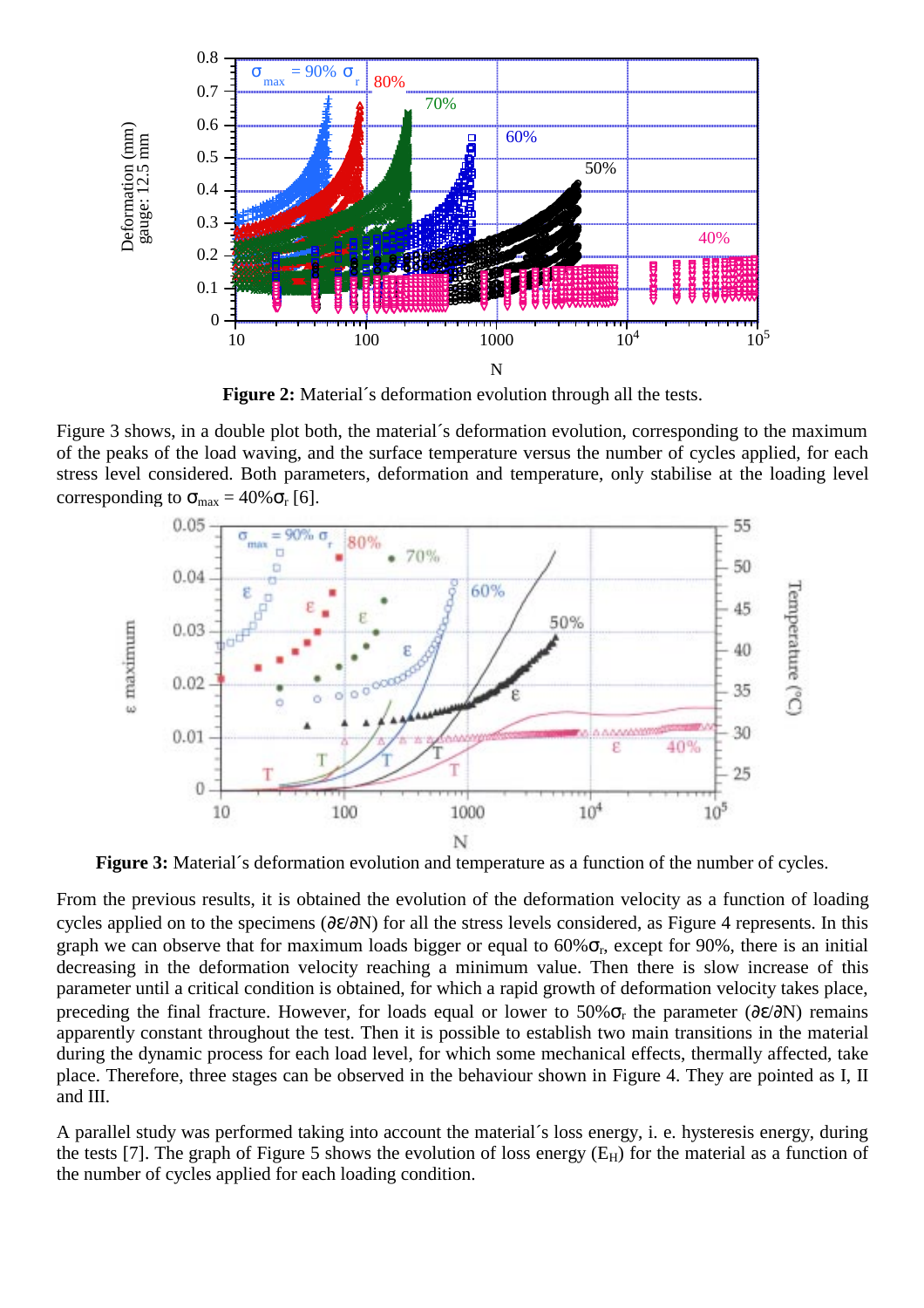**Figure 2:** Material´s deformation evolution through all the tests.

Figure 3 shows, in a double plot both, the material´s deformation evolution, corresponding to the maximum of the peaks of the load waving, and the surface temperature versus the number of cycles applied, for each stress level considered. Both parameters, deformation and temperature, only stabilise at the loading level corresponding to $\sigma_{max} = 40\%\sigma_r$ [6].

**Figure 3:** Material´s deformation evolution and temperature as a function of the number of cycles.

From the previous results, it is obtained the evolution of the deformation velocity as a function of loading cycles applied on to the specimens ($\partial\varepsilon/\partial N$) for all the stress levels considered, as Figure 4 represents. In this graph we can observe that for maximum loads bigger or equal to $60\%\sigma_r$, except for 90%, there is an initial decreasing in the deformation velocity reaching a minimum value. Then there is slow increase of this parameter until a critical condition is obtained, for which a rapid growth of deformation velocity takes place, preceding the final fracture. However, for loads equal or lower to $50\%\sigma_r$ the parameter ($\partial\varepsilon/\partial N$) remains apparently constant throughout the test. Then it is possible to establish two main transitions in the material during the dynamic process for each load level, for which some mechanical effects, thermally affected, take place. Therefore, three stages can be observed in the behaviour shown in Figure 4. They are pointed as I, II and III.

A parallel study was performed taking into account the material´s loss energy, i. e. hysteresis energy, during the tests [7]. The graph of Figure 5 shows the evolution of loss energy ($E_H$) for the material as a function of the number of cycles applied for each loading condition.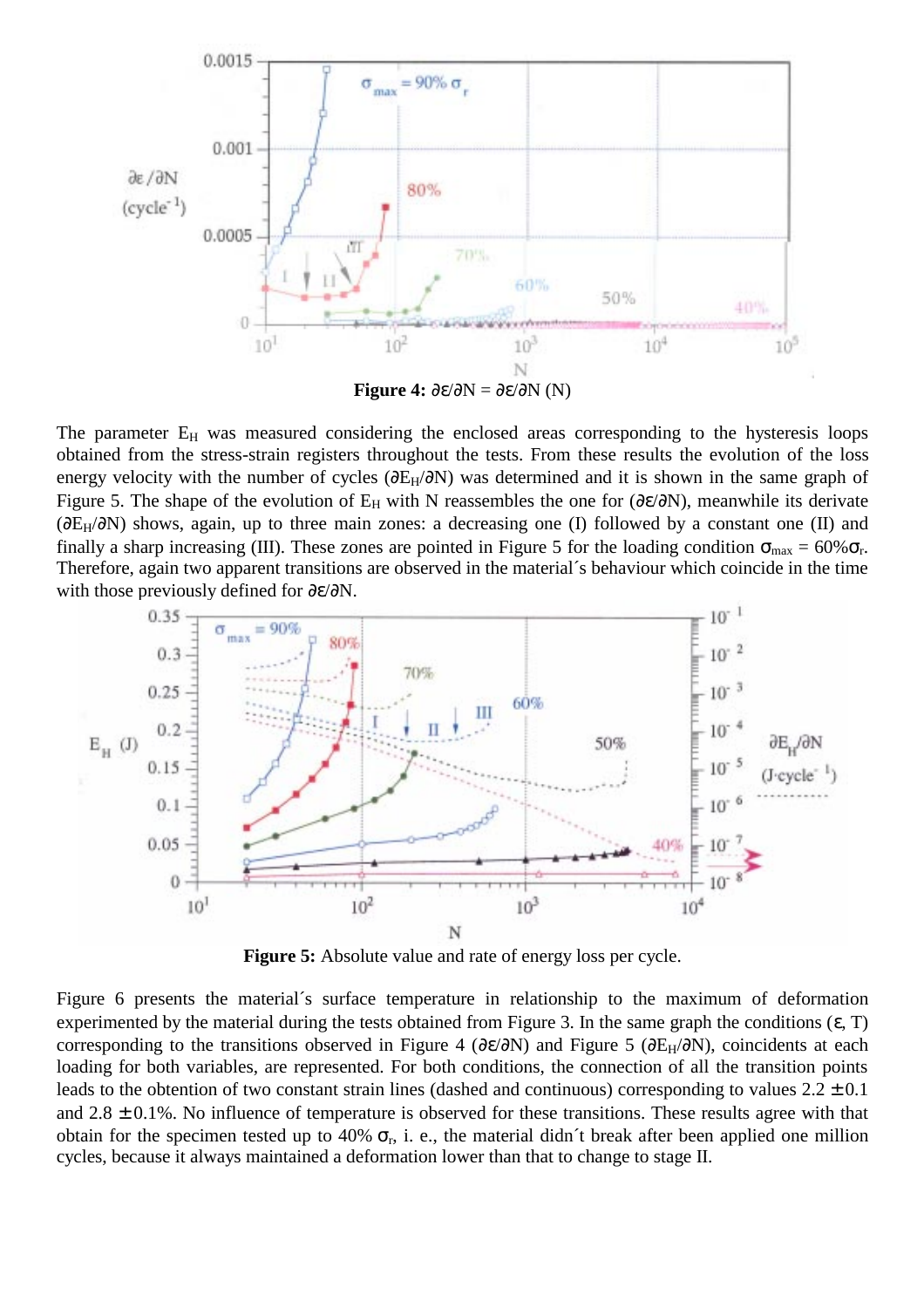**Figure 4:** $\partial\varepsilon/\partial N = \partial\varepsilon/\partial N$ (N)

The parameter $E_H$ was measured considering the enclosed areas corresponding to the hysteresis loops obtained from the stress-strain registers throughout the tests. From these results the evolution of the loss energy velocity with the number of cycles ($\partial E_H/\partial N$) was determined and it is shown in the same graph of Figure 5. The shape of the evolution of $E_H$ with N reassembles the one for ($\partial\varepsilon/\partial N$), meanwhile its derivate ($\partial E_H/\partial N$) shows, again, up to three main zones: a decreasing one (I) followed by a constant one (II) and finally a sharp increasing (III). These zones are pointed in Figure 5 for the loading condition $\sigma_{max} = 60\%\sigma_r$. Therefore, again two apparent transitions are observed in the material´s behaviour which coincide in the time with those previously defined for $\partial\varepsilon/\partial N$.

**Figure 5:** Absolute value and rate of energy loss per cycle.

Figure 6 presents the material´s surface temperature in relationship to the maximum of deformation experimented by the material during the tests obtained from Figure 3. In the same graph the conditions ($\varepsilon$, T) corresponding to the transitions observed in Figure 4 ($\partial\varepsilon/\partial N$) and Figure 5 ($\partial E_H/\partial N$), coincidents at each loading for both variables, are represented. For both conditions, the connection of all the transition points leads to the obtention of two constant strain lines (dashed and continuous) corresponding to values 2.2 $\pm$ 0.1 and 2.8 $\pm$ 0.1%. No influence of temperature is observed for these transitions. These results agree with that obtain for the specimen tested up to 40% $\sigma_r$, i. e., the material didn´t break after been applied one million cycles, because it always maintained a deformation lower than that to change to stage II.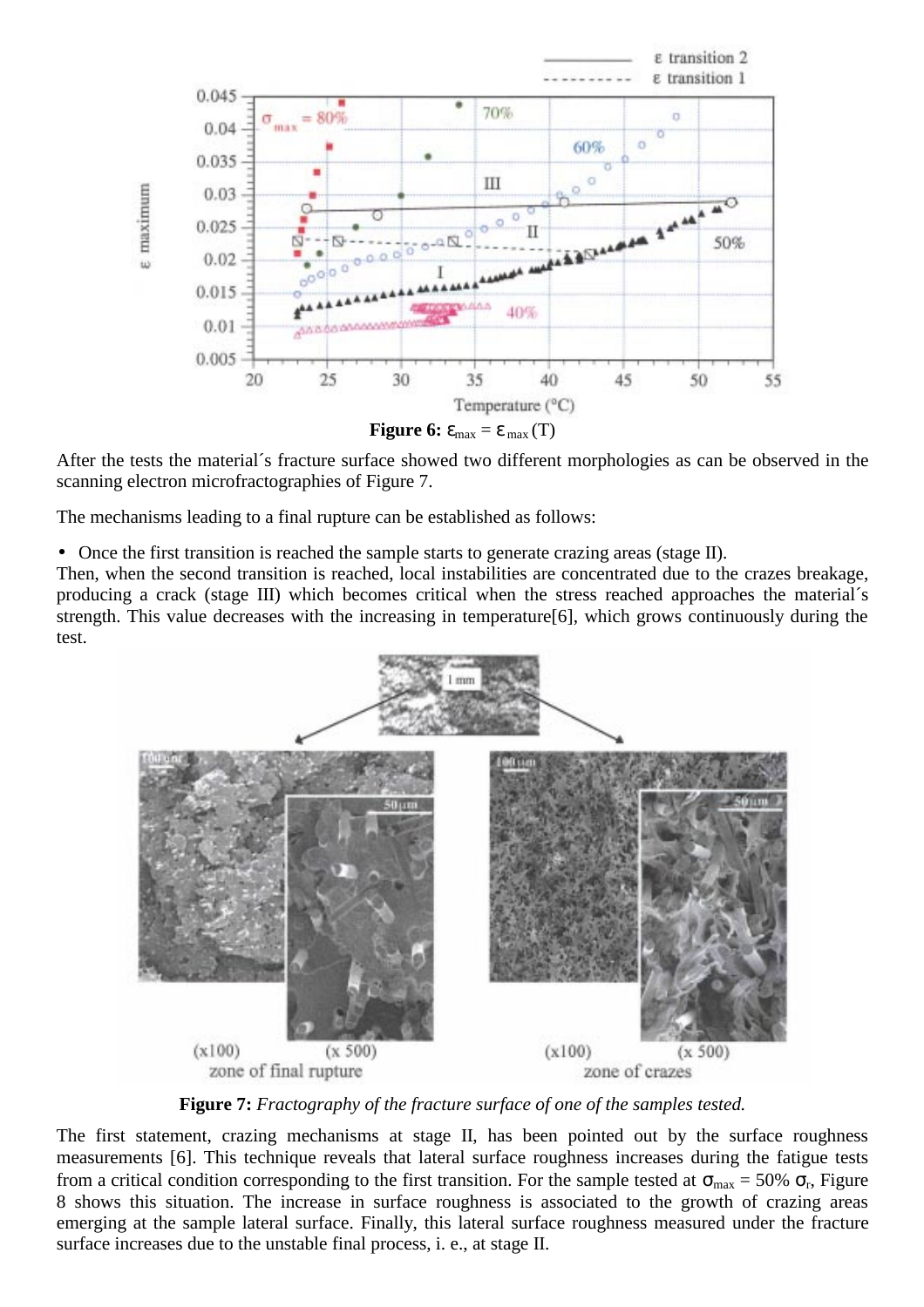**Figure 6:** $\varepsilon_{max} = \varepsilon_{max}(T)$

After the tests the material´s fracture surface showed two different morphologies as can be observed in the scanning electron microfractographies of Figure 7.

The mechanisms leading to a final rupture can be established as follows:

- Once the first transition is reached the sample starts to generate crazing areas (stage II).

Then, when the second transition is reached, local instabilities are concentrated due to the crazes breakage, producing a crack (stage III) which becomes critical when the stress reached approaches the material´s strength. This value decreases with the increasing in temperature[6], which grows continuously during the test.

**Figure 7:** *Fractography of the fracture surface of one of the samples tested.*

The first statement, crazing mechanisms at stage II, has been pointed out by the surface roughness measurements [6]. This technique reveals that lateral surface roughness increases during the fatigue tests from a critical condition corresponding to the first transition. For the sample tested at $\sigma_{max}$ = 50% $\sigma_r$, Figure 8 shows this situation. The increase in surface roughness is associated to the growth of crazing areas emerging at the sample lateral surface. Finally, this lateral surface roughness measured under the fracture surface increases due to the unstable final process, i. e., at stage II.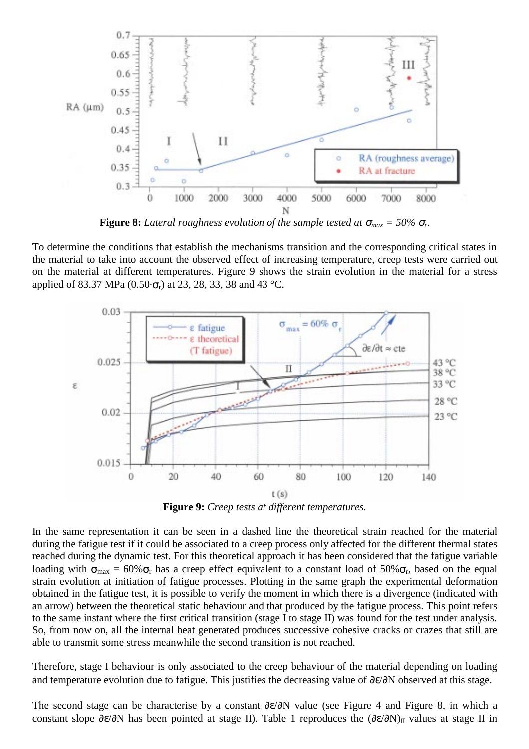**Figure 8:** *Lateral roughness evolution of the sample tested at $\sigma_{max}$ = 50% $\sigma_r$.*

To determine the conditions that establish the mechanisms transition and the corresponding critical states in the material to take into account the observed effect of increasing temperature, creep tests were carried out on the material at different temperatures. Figure 9 shows the strain evolution in the material for a stress applied of 83.37 MPa ($0.50 \cdot \sigma_r$) at 23, 28, 33, 38 and 43 °C.

**Figure 9:** *Creep tests at different temperatures.*

In the same representation it can be seen in a dashed line the theoretical strain reached for the material during the fatigue test if it could be associated to a creep process only affected for the different thermal states reached during the dynamic test. For this theoretical approach it has been considered that the fatigue variable loading with $\sigma_{max}$ = 60%$\sigma_r$ has a creep effect equivalent to a constant load of 50%$\sigma_r$, based on the equal strain evolution at initiation of fatigue processes. Plotting in the same graph the experimental deformation obtained in the fatigue test, it is possible to verify the moment in which there is a divergence (indicated with an arrow) between the theoretical static behaviour and that produced by the fatigue process. This point refers to the same instant where the first critical transition (stage I to stage II) was found for the test under analysis. So, from now on, all the internal heat generated produces successive cohesive cracks or crazes that still are able to transmit some stress meanwhile the second transition is not reached.

Therefore, stage I behaviour is only associated to the creep behaviour of the material depending on loading and temperature evolution due to fatigue. This justifies the decreasing value of $\partial\varepsilon/\partial N$ observed at this stage.

The second stage can be characterise by a constant $\partial\varepsilon/\partial N$ value (see Figure 4 and Figure 8, in which a constant slope $\partial\varepsilon/\partial N$ has been pointed at stage II). Table 1 reproduces the $(\partial\varepsilon/\partial N)_{II}$ values at stage II in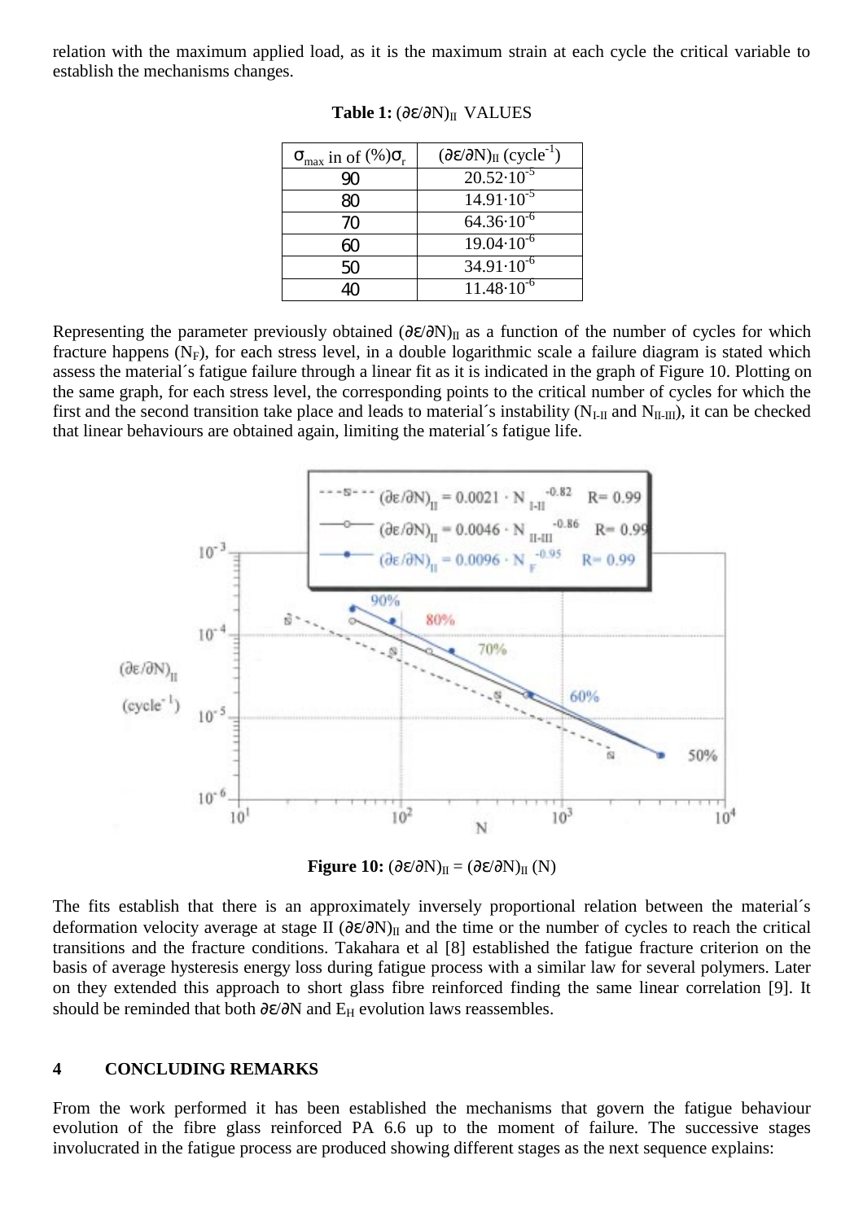relation with the maximum applied load, as it is the maximum strain at each cycle the critical variable to establish the mechanisms changes.

**Table 1:** $(\partial\varepsilon/\partial N)_{II}$ VALUES

| $\sigma_{max}$ in of (%)$\sigma_r$ | $(\partial\varepsilon/\partial N)_{II}$ (cycle$^{-1}$) |
|---|---|
| 90 | $20.52\cdot10^{-5}$ |
| 80 | $14.91\cdot10^{-5}$ |
| 70 | $64.36\cdot10^{-6}$ |
| 60 | $19.04\cdot10^{-6}$ |
| 50 | $34.91\cdot10^{-6}$ |
| 40 | $11.48\cdot10^{-6}$ |

Representing the parameter previously obtained $(\partial\varepsilon/\partial N)_{II}$ as a function of the number of cycles for which fracture happens ($N_F$), for each stress level, in a double logarithmic scale a failure diagram is stated which assess the material´s fatigue failure through a linear fit as it is indicated in the graph of Figure 10. Plotting on the same graph, for each stress level, the corresponding points to the critical number of cycles for which the first and the second transition take place and leads to material´s instability ($N_{I-II}$ and $N_{II-III}$), it can be checked that linear behaviours are obtained again, limiting the material´s fatigue life.

**Figure 10:** $(\partial\varepsilon/\partial N)_{II} = (\partial\varepsilon/\partial N)_{II}\,(N)$

The fits establish that there is an approximately inversely proportional relation between the material´s deformation velocity average at stage II $(\partial\varepsilon/\partial N)_{II}$ and the time or the number of cycles to reach the critical transitions and the fracture conditions. Takahara et al [8] established the fatigue fracture criterion on the basis of average hysteresis energy loss during fatigue process with a similar law for several polymers. Later on they extended this approach to short glass fibre reinforced finding the same linear correlation [9]. It should be reminded that both $\partial\varepsilon/\partial N$ and $E_H$ evolution laws reassembles.

## 4 CONCLUDING REMARKS

From the work performed it has been established the mechanisms that govern the fatigue behaviour evolution of the fibre glass reinforced PA 6.6 up to the moment of failure. The successive stages involucrated in the fatigue process are produced showing different stages as the next sequence explains: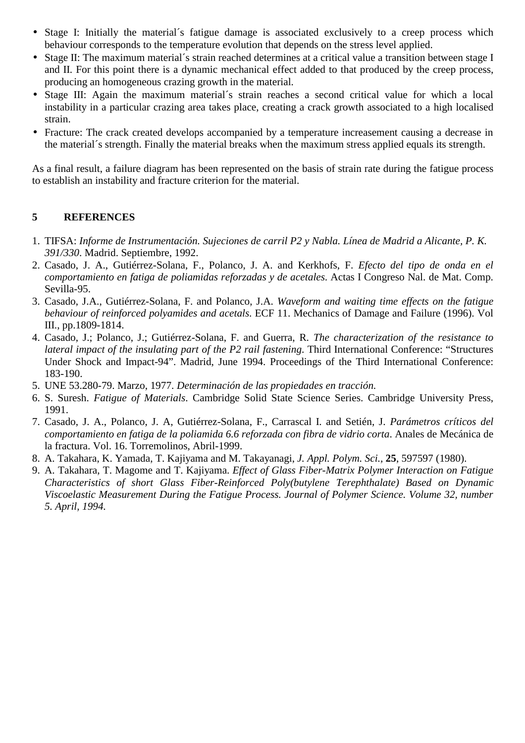- Stage I: Initially the material´s fatigue damage is associated exclusively to a creep process which behaviour corresponds to the temperature evolution that depends on the stress level applied.
- Stage II: The maximum material´s strain reached determines at a critical value a transition between stage I and II. For this point there is a dynamic mechanical effect added to that produced by the creep process, producing an homogeneous crazing growth in the material.
- Stage III: Again the maximum material´s strain reaches a second critical value for which a local instability in a particular crazing area takes place, creating a crack growth associated to a high localised strain.
- Fracture: The crack created develops accompanied by a temperature increasement causing a decrease in the material´s strength. Finally the material breaks when the maximum stress applied equals its strength.

As a final result, a failure diagram has been represented on the basis of strain rate during the fatigue process to establish an instability and fracture criterion for the material.

## 5 REFERENCES

1. TIFSA: *Informe de Instrumentación. Sujeciones de carril P2 y Nabla. Línea de Madrid a Alicante, P. K. 391/330*. Madrid. Septiembre, 1992.
2. Casado, J. A., Gutiérrez-Solana, F., Polanco, J. A. and Kerkhofs, F. *Efecto del tipo de onda en el comportamiento en fatiga de poliamidas reforzadas y de acetales*. Actas I Congreso Nal. de Mat. Comp. Sevilla-95.
3. Casado, J.A., Gutiérrez-Solana, F. and Polanco, J.A. *Waveform and waiting time effects on the fatigue behaviour of reinforced polyamides and acetals*. ECF 11. Mechanics of Damage and Failure (1996). Vol III., pp.1809-1814.
4. Casado, J.; Polanco, J.; Gutiérrez-Solana, F. and Guerra, R. *The characterization of the resistance to lateral impact of the insulating part of the P2 rail fastening*. Third International Conference: "Structures Under Shock and Impact-94". Madrid, June 1994. Proceedings of the Third International Conference: 183-190.
5. UNE 53.280-79. Marzo, 1977. *Determinación de las propiedades en tracción.*
6. S. Suresh. *Fatigue of Materials*. Cambridge Solid State Science Series. Cambridge University Press, 1991.
7. Casado, J. A., Polanco, J. A, Gutiérrez-Solana, F., Carrascal I. and Setién, J. *Parámetros críticos del comportamiento en fatiga de la poliamida 6.6 reforzada con fibra de vidrio corta*. Anales de Mecánica de la fractura. Vol. 16. Torremolinos, Abril-1999.
8. A. Takahara, K. Yamada, T. Kajiyama and M. Takayanagi, *J. Appl. Polym. Sci.*, **25**, 597597 (1980).
9. A. Takahara, T. Magome and T. Kajiyama. *Effect of Glass Fiber-Matrix Polymer Interaction on Fatigue Characteristics of short Glass Fiber-Reinforced Poly(butylene Terephthalate) Based on Dynamic Viscoelastic Measurement During the Fatigue Process. Journal of Polymer Science. Volume 32, number 5. April, 1994.*